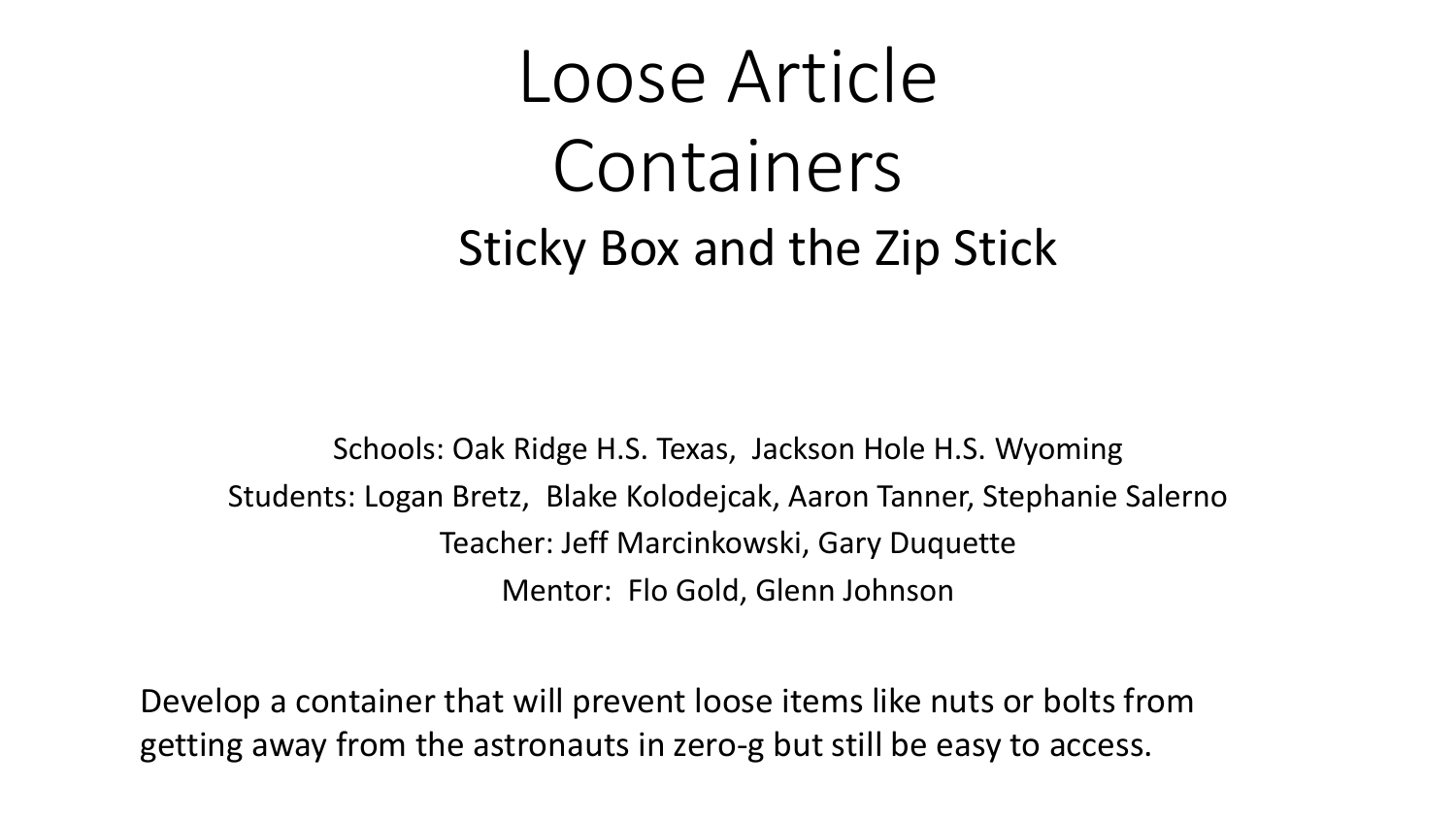# Loose Article Containers

## Sticky Box and the Zip Stick

Schools: Oak Ridge H.S. Texas, Jackson Hole H.S. Wyoming

Students: Logan Bretz, Blake Kolodejcak, Aaron Tanner, Stephanie Salerno

Teacher: Jeff Marcinkowski, Gary Duquette

Mentor: Flo Gold, Glenn Johnson

Develop a container that will prevent loose items like nuts or bolts from getting away from the astronauts in zero-g but still be easy to access.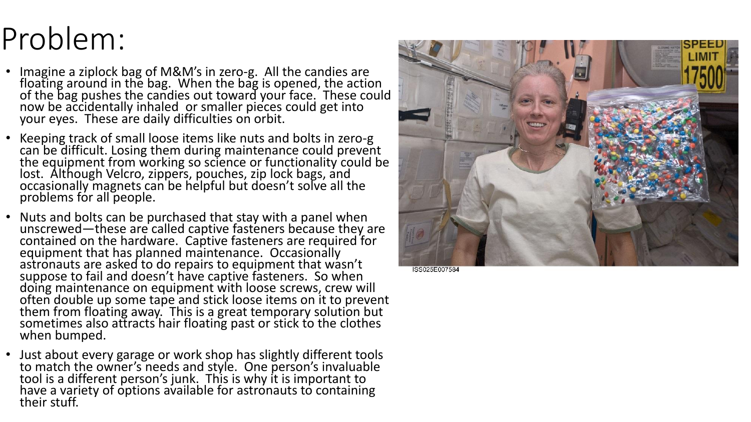# Problem:

- Imagine a ziplock bag of M&M's in zero-g. All the candies are floating around in the bag. When the bag is opened, the action of the bag pushes the candies out toward your face. These could now be accidentally inhaled or smaller pieces could get into your eyes. These are daily difficulties on orbit.
- Keeping track of small loose items like nuts and bolts in zero-g can be difficult. Losing them during maintenance could prevent the equipment from working so science or functionality could be lost. Although Velcro, zippers, pouches, zip lock bags, and occasionally magnets can be helpful but doesn't solve all the problems for all people.
- Nuts and bolts can be purchased that stay with a panel when unscrewed—these are called captive fasteners because they are contained on the hardware. Captive fasteners are required for equipment that has planned maintenance. Occasionally astronauts are asked to do repairs to equipment that wasn't suppose to fail and doesn't have captive fasteners. So when doing maintenance on equipment with loose screws, crew will often double up some tape and stick loose items on it to prevent them from floating away. This is a great temporary solution but sometimes also attracts hair floating past or stick to the clothes when bumped.
- Just about every garage or work shop has slightly different tools to match the owner's needs and style. One person's invaluable tool is a different person's junk. This is why it is important to have a variety of options available for astronauts to containing their stuff.

ISS025E007584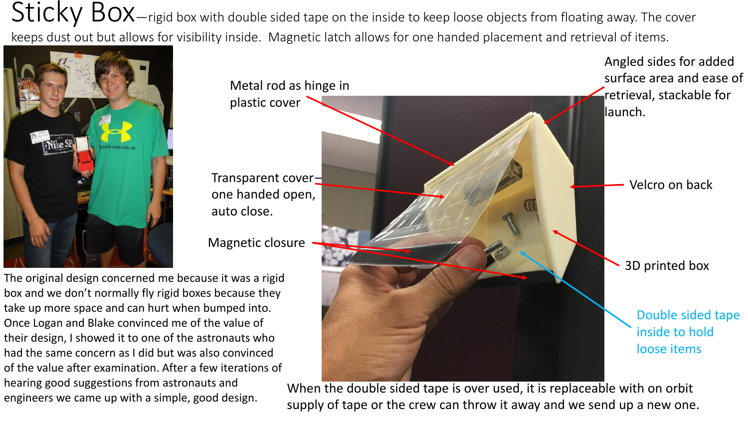# Sticky Box—rigid box with double sided tape on the inside to keep loose objects from floating away. The cover keeps dust out but allows for visibility inside. Magnetic latch allows for one handed placement and retrieval of items.

Metal rod as hinge in plastic cover

Angled sides for added surface area and ease of retrieval, stackable for launch.

Transparent cover–one handed open, auto close.

Velcro on back

Magnetic closure

3D printed box

Double sided tape inside to hold loose items

The original design concerned me because it was a rigid box and we don't normally fly rigid boxes because they take up more space and can hurt when bumped into. Once Logan and Blake convinced me of the value of their design, I showed it to one of the astronauts who had the same concern as I did but was also convinced of the value after examination. After a few iterations of hearing good suggestions from astronauts and engineers we came up with a simple, good design.

When the double sided tape is over used, it is replaceable with on orbit supply of tape or the crew can throw it away and we send up a new one.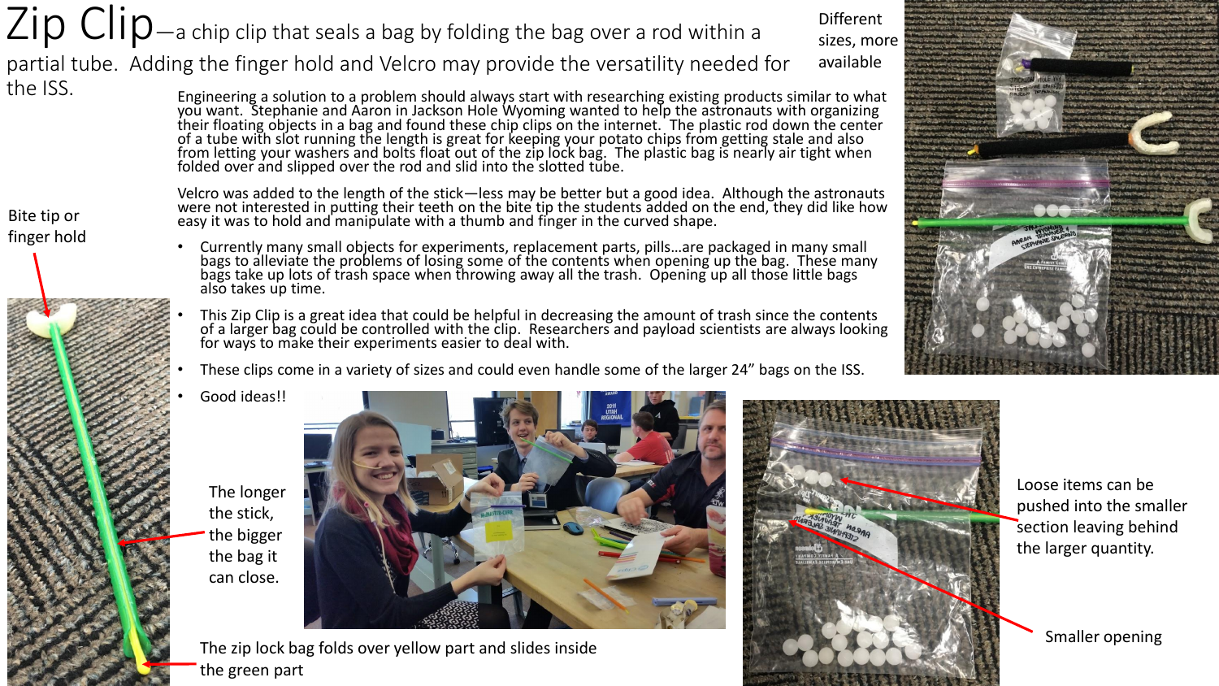# Zip Clip—a chip clip that seals a bag by folding the bag over a rod within a partial tube. Adding the finger hold and Velcro may provide the versatility needed for the ISS.

Different sizes, more available

Engineering a solution to a problem should always start with researching existing products similar to what you want. Stephanie and Aaron in Jackson Hole Wyoming wanted to help the astronauts with organizing their floating objects in a bag and found these chip clips on the internet. The plastic rod down the center of a tube with slot running the length is great for keeping your potato chips from getting stale and also from letting your washers and bolts float out of the zip lock bag. The plastic bag is nearly air tight when folded over and slipped over the rod and slid into the slotted tube.

Velcro was added to the length of the stick—less may be better but a good idea. Although the astronauts were not interested in putting their teeth on the bite tip the students added on the end, they did like how easy it was to hold and manipulate with a thumb and finger in the curved shape.

- Currently many small objects for experiments, replacement parts, pills…are packaged in many small bags to alleviate the problems of losing some of the contents when opening up the bag. These many bags take up lots of trash space when throwing away all the trash. Opening up all those little bags also takes up time.
- This Zip Clip is a great idea that could be helpful in decreasing the amount of trash since the contents of a larger bag could be controlled with the clip. Researchers and payload scientists are always looking for ways to make their experiments easier to deal with.
- These clips come in a variety of sizes and could even handle some of the larger 24” bags on the ISS.
- Good ideas!!

Bite tip or finger hold

The longer the stick, the bigger the bag it can close.

The zip lock bag folds over yellow part and slides inside the green part

Loose items can be pushed into the smaller section leaving behind the larger quantity.

Smaller opening